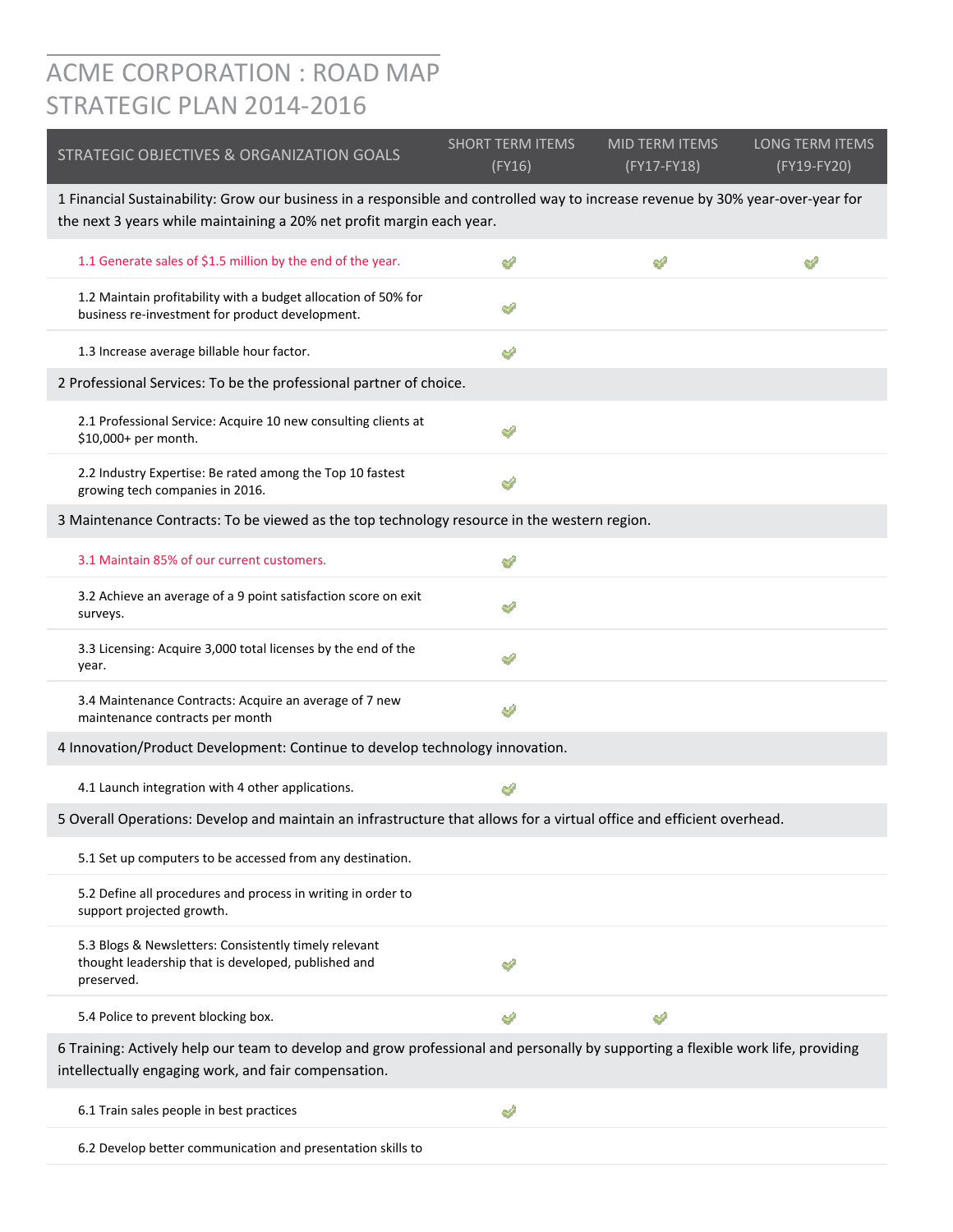# ACME CORPORATION : ROAD MAP STRATEGIC PLAN 2014-2016

| STRATEGIC OBJECTIVES & ORGANIZATION GOALS | SHORT TERM ITEMS (FY16) | MID TERM ITEMS (FY17-FY18) | LONG TERM ITEMS (FY19-FY20) |
|---|---|---|---|
| 1 Financial Sustainability: Grow our business in a responsible and controlled way to increase revenue by 30% year-over-year for the next 3 years while maintaining a 20% net profit margin each year. | | | |
| 1.1 Generate sales of $1.5 million by the end of the year. | ✔ | ✔ | ✔ |
| 1.2 Maintain profitability with a budget allocation of 50% for business re-investment for product development. | ✔ | | |
| 1.3 Increase average billable hour factor. | ✔ | | |
| 2 Professional Services: To be the professional partner of choice. | | | |
| 2.1 Professional Service: Acquire 10 new consulting clients at $10,000+ per month. | ✔ | | |
| 2.2 Industry Expertise: Be rated among the Top 10 fastest growing tech companies in 2016. | ✔ | | |
| 3 Maintenance Contracts: To be viewed as the top technology resource in the western region. | | | |
| 3.1 Maintain 85% of our current customers. | ✔ | | |
| 3.2 Achieve an average of a 9 point satisfaction score on exit surveys. | ✔ | | |
| 3.3 Licensing: Acquire 3,000 total licenses by the end of the year. | ✔ | | |
| 3.4 Maintenance Contracts: Acquire an average of 7 new maintenance contracts per month | ✔ | | |
| 4 Innovation/Product Development: Continue to develop technology innovation. | | | |
| 4.1 Launch integration with 4 other applications. | ✔ | | |
| 5 Overall Operations: Develop and maintain an infrastructure that allows for a virtual office and efficient overhead. | | | |
| 5.1 Set up computers to be accessed from any destination. | | | |
| 5.2 Define all procedures and process in writing in order to support projected growth. | | | |
| 5.3 Blogs & Newsletters: Consistently timely relevant thought leadership that is developed, published and preserved. | ✔ | | |
| 5.4 Police to prevent blocking box. | ✔ | ✔ | |
| 6 Training: Actively help our team to develop and grow professional and personally by supporting a flexible work life, providing intellectually engaging work, and fair compensation. | | | |
| 6.1 Train sales people in best practices | ✔ | | |
| 6.2 Develop better communication and presentation skills to | | | |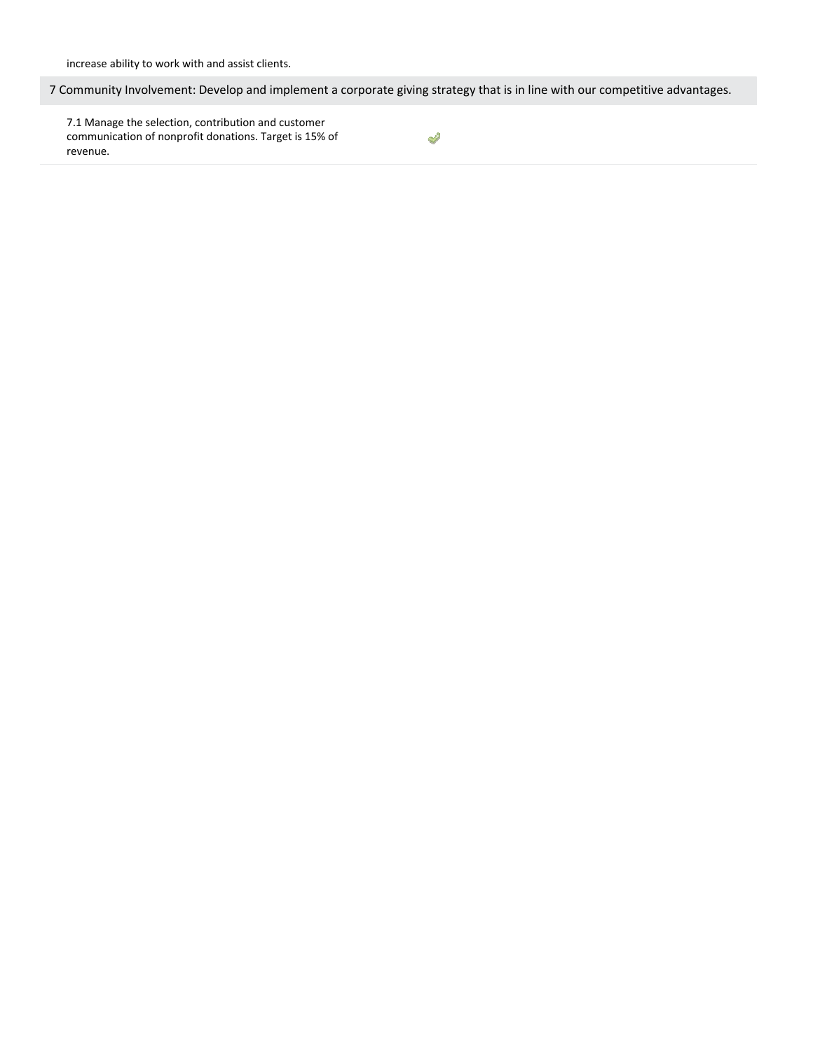increase ability to work with and assist clients.

## 7 Community Involvement: Develop and implement a corporate giving strategy that is in line with our competitive advantages.

| | |
|---|---|
| 7.1 Manage the selection, contribution and customer communication of nonprofit donations. Target is 15% of revenue. | ✓ |